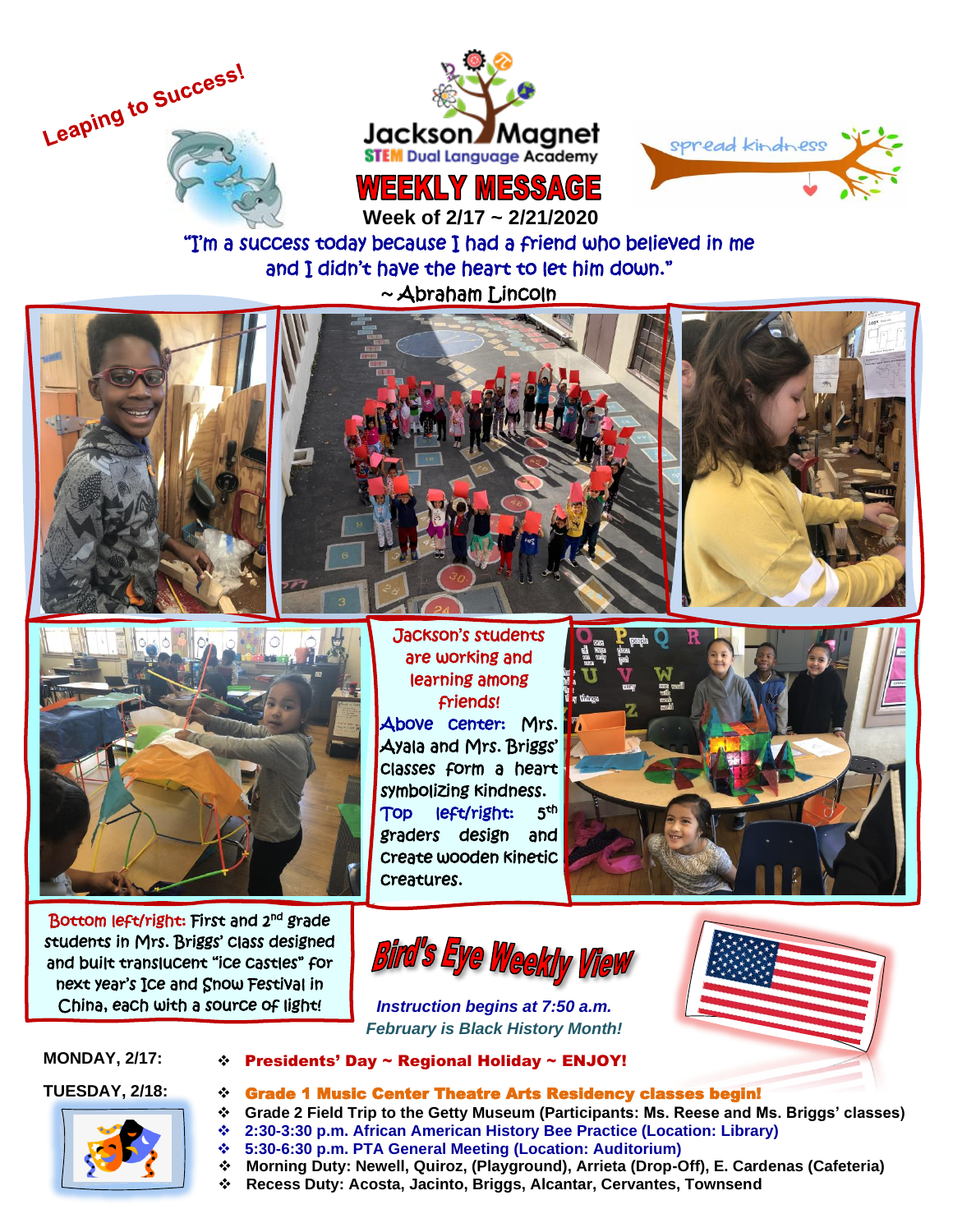Leaping to Success!

spread kindness

# Jackson Magnet STEM Dual Language Academy

# WEEKLY MESSAGE

**Week of 2/17 ~ 2/21/2020**

"I'm a success today because I had a friend who believed in me and I didn't have the heart to let him down."
~ Abraham Lincoln

Jackson's students are working and learning among friends!

**Above center:** Mrs. Ayala and Mrs. Briggs' classes form a heart symbolizing kindness.

**Top left/right:** 5th graders design and create wooden kinetic creatures.

**Bottom left/right:** First and 2nd grade students in Mrs. Briggs' class designed and built translucent "ice castles" for next year's Ice and Snow Festival in China, each with a source of light!

## Bird's Eye Weekly View

*Instruction begins at 7:50 a.m.*

*February is Black History Month!*

**MONDAY, 2/17:**

- **Presidents' Day ~ Regional Holiday ~ ENJOY!**

**TUESDAY, 2/18:**

- **Grade 1 Music Center Theatre Arts Residency classes begin!**
- **Grade 2 Field Trip to the Getty Museum (Participants: Ms. Reese and Ms. Briggs' classes)**
- **2:30-3:30 p.m. African American History Bee Practice (Location: Library)**
- **5:30-6:30 p.m. PTA General Meeting (Location: Auditorium)**
- **Morning Duty: Newell, Quiroz, (Playground), Arrieta (Drop-Off), E. Cardenas (Cafeteria)**
- **Recess Duty: Acosta, Jacinto, Briggs, Alcantar, Cervantes, Townsend**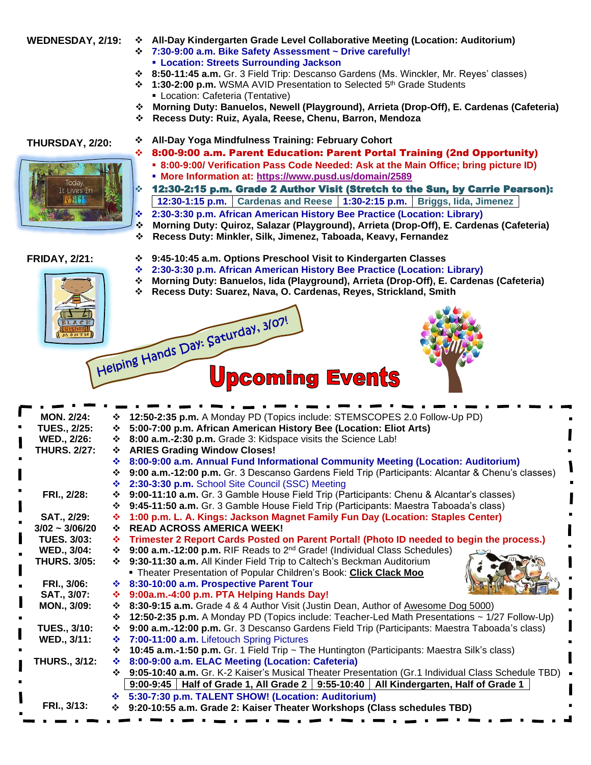**WEDNESDAY, 2/19:**

- **All-Day Kindergarten Grade Level Collaborative Meeting (Location: Auditorium)**
- **7:30-9:00 a.m. Bike Safety Assessment ~ Drive carefully!**
  - **Location: Streets Surrounding Jackson**
- **8:50-11:45 a.m.** Gr. 3 Field Trip: Descanso Gardens (Ms. Winckler, Mr. Reyes' classes)
- **1:30-2:00 p.m.** WSMA AVID Presentation to Selected 5th Grade Students
  - Location: Cafeteria (Tentative)
- **Morning Duty: Banuelos, Newell (Playground), Arrieta (Drop-Off), E. Cardenas (Cafeteria)**
- **Recess Duty: Ruiz, Ayala, Reese, Chenu, Barron, Mendoza**

**THURSDAY, 2/20:**

- **All-Day Yoga Mindfulness Training: February Cohort**
- **8:00-9:00 a.m. Parent Education: Parent Portal Training (2nd Opportunity)**
  - **8:00-9:00/ Verification Pass Code Needed: Ask at the Main Office; bring picture ID)**
  - **More Information at: https://www.pusd.us/domain/2589**
- **12:30-2:15 p.m. Grade 2 Author Visit (Stretch to the Sun, by Carrie Pearson):**

| | | | |
|---|---|---|---|
| 12:30-1:15 p.m. | Cardenas and Reese | 1:30-2:15 p.m. | Briggs, Iida, Jimenez |

- **2:30-3:30 p.m. African American History Bee Practice (Location: Library)**
- **Morning Duty: Quiroz, Salazar (Playground), Arrieta (Drop-Off), E. Cardenas (Cafeteria)**
- **Recess Duty: Minkler, Silk, Jimenez, Taboada, Keavy, Fernandez**

**FRIDAY, 2/21:**

- **9:45-10:45 a.m. Options Preschool Visit to Kindergarten Classes**
- **2:30-3:30 p.m. African American History Bee Practice (Location: Library)**
- **Morning Duty: Banuelos, Iida (Playground), Arrieta (Drop-Off), E. Cardenas (Cafeteria)**
- **Recess Duty: Suarez, Nava, O. Cardenas, Reyes, Strickland, Smith**

Helping Hands Day: Saturday, 3/07!

# Upcoming Events

**MON. 2/24:**
- **12:50-2:35 p.m.** A Monday PD (Topics include: STEMSCOPES 2.0 Follow-Up PD)

**TUES., 2/25:**
- **5:00-7:00 p.m. African American History Bee (Location: Eliot Arts)**

**WED., 2/26:**
- **8:00 a.m.-2:30 p.m.** Grade 3: Kidspace visits the Science Lab!

**THURS. 2/27:**
- **ARIES Grading Window Closes!**
- **8:00-9:00 a.m. Annual Fund Informational Community Meeting (Location: Auditorium)**
- **9:00 a.m.-12:00 p.m.** Gr. 3 Descanso Gardens Field Trip (Participants: Alcantar & Chenu's classes)
- **2:30-3:30 p.m.** School Site Council (SSC) Meeting

**FRI., 2/28:**
- **9:00-11:10 a.m.** Gr. 3 Gamble House Field Trip (Participants: Chenu & Alcantar's classes)
- **9:45-11:50 a.m.** Gr. 3 Gamble House Field Trip (Participants: Maestra Taboada's class)

**SAT., 2/29:**
- **1:00 p.m. L. A. Kings: Jackson Magnet Family Fun Day (Location: Staples Center)**

**3/02 ~ 3/06/20**
- **READ ACROSS AMERICA WEEK!**

**TUES. 3/03:**
- **Trimester 2 Report Cards Posted on Parent Portal! (Photo ID needed to begin the process.)**

**WED., 3/04:**
- **9:00 a.m.-12:00 p.m.** RIF Reads to 2nd Grade! (Individual Class Schedules)

**THURS. 3/05:**
- **9:30-11:30 a.m.** All Kinder Field Trip to Caltech's Beckman Auditorium
  - Theater Presentation of Popular Children's Book: **Click Clack Moo**

**FRI., 3/06:**
- **8:30-10:00 a.m. Prospective Parent Tour**

**SAT., 3/07:**
- **9:00a.m.-4:00 p.m. PTA Helping Hands Day!**

**MON., 3/09:**
- **8:30-9:15 a.m.** Grade 4 & 4 Author Visit (Justin Dean, Author of Awesome Dog 5000)
- **12:50-2:35 p.m.** A Monday PD (Topics include: Teacher-Led Math Presentations ~ 1/27 Follow-Up)

**TUES., 3/10:**
- **9:00 a.m.-12:00 p.m.** Gr. 3 Descanso Gardens Field Trip (Participants: Maestra Taboada's class)

**WED., 3/11:**
- **7:00-11:00 a.m.** Lifetouch Spring Pictures
- **10:45 a.m.-1:50 p.m.** Gr. 1 Field Trip ~ The Huntington (Participants: Maestra Silk's class)

**THURS., 3/12:**
- **8:00-9:00 a.m. ELAC Meeting (Location: Cafeteria)**
- **9:05-10:40 a.m.** Gr. K-2 Kaiser's Musical Theater Presentation (Gr.1 Individual Class Schedule TBD)

| | | | |
|---|---|---|---|
| 9:00-9:45 | Half of Grade 1, All Grade 2 | 9:55-10:40 | All Kindergarten, Half of Grade 1 |

- **5:30-7:30 p.m. TALENT SHOW! (Location: Auditorium)**

**FRI., 3/13:**
- **9:20-10:55 a.m. Grade 2: Kaiser Theater Workshops (Class schedules TBD)**